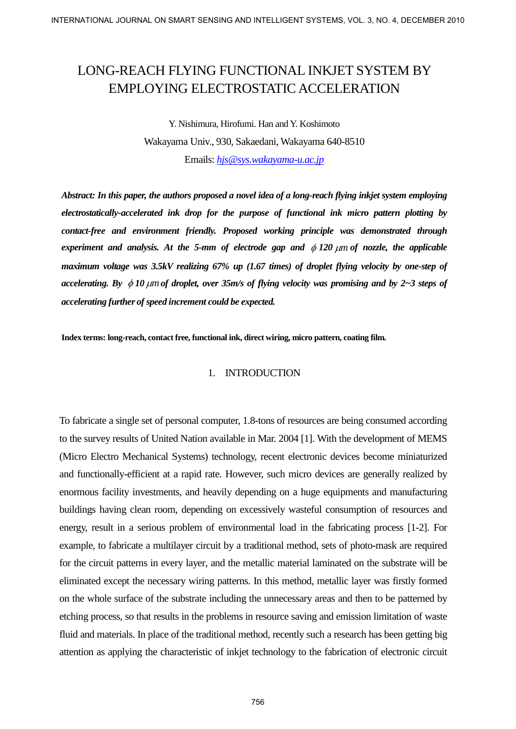# LONG-REACH FLYING FUNCTIONAL INKJET SYSTEM BY EMPLOYING ELECTROSTATIC ACCELERATION

Y. Nishimura, Hirofumi. Han and Y. Koshimoto

Wakayama Univ., 930, Sakaedani, Wakayama 640-8510

Emails: hjs@sys.wakayama-u.ac.jp

***Abstract: In this paper, the authors proposed a novel idea of a long-reach flying inkjet system employing electrostatically-accelerated ink drop for the purpose of functional ink micro pattern plotting by contact-free and environment friendly. Proposed working principle was demonstrated through experiment and analysis. At the 5-mm of electrode gap and $\phi$ 120 $\mu m$ of nozzle, the applicable maximum voltage was 3.5kV realizing 67% up (1.67 times) of droplet flying velocity by one-step of accelerating. By $\phi$ 10 $\mu m$ of droplet, over 35m/s of flying velocity was promising and by 2~3 steps of accelerating further of speed increment could be expected.***

**Index terms: long-reach, contact free, functional ink, direct wiring, micro pattern, coating film.**

## 1. INTRODUCTION

To fabricate a single set of personal computer, 1.8-tons of resources are being consumed according to the survey results of United Nation available in Mar. 2004 [1]. With the development of MEMS (Micro Electro Mechanical Systems) technology, recent electronic devices become miniaturized and functionally-efficient at a rapid rate. However, such micro devices are generally realized by enormous facility investments, and heavily depending on a huge equipments and manufacturing buildings having clean room, depending on excessively wasteful consumption of resources and energy, result in a serious problem of environmental load in the fabricating process [1-2]. For example, to fabricate a multilayer circuit by a traditional method, sets of photo-mask are required for the circuit patterns in every layer, and the metallic material laminated on the substrate will be eliminated except the necessary wiring patterns. In this method, metallic layer was firstly formed on the whole surface of the substrate including the unnecessary areas and then to be patterned by etching process, so that results in the problems in resource saving and emission limitation of waste fluid and materials. In place of the traditional method, recently such a research has been getting big attention as applying the characteristic of inkjet technology to the fabrication of electronic circuit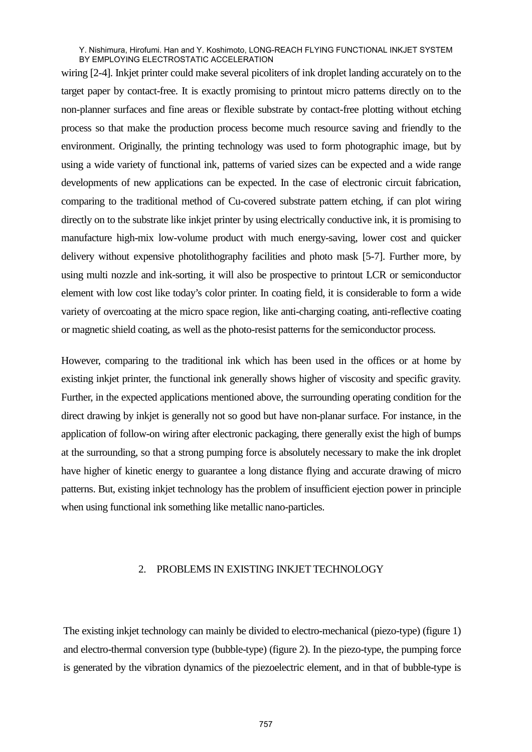wiring [2-4]. Inkjet printer could make several picoliters of ink droplet landing accurately on to the target paper by contact-free. It is exactly promising to printout micro patterns directly on to the non-planner surfaces and fine areas or flexible substrate by contact-free plotting without etching process so that make the production process become much resource saving and friendly to the environment. Originally, the printing technology was used to form photographic image, but by using a wide variety of functional ink, patterns of varied sizes can be expected and a wide range developments of new applications can be expected. In the case of electronic circuit fabrication, comparing to the traditional method of Cu-covered substrate pattern etching, if can plot wiring directly on to the substrate like inkjet printer by using electrically conductive ink, it is promising to manufacture high-mix low-volume product with much energy-saving, lower cost and quicker delivery without expensive photolithography facilities and photo mask [5-7]. Further more, by using multi nozzle and ink-sorting, it will also be prospective to printout LCR or semiconductor element with low cost like today's color printer. In coating field, it is considerable to form a wide variety of overcoating at the micro space region, like anti-charging coating, anti-reflective coating or magnetic shield coating, as well as the photo-resist patterns for the semiconductor process.

However, comparing to the traditional ink which has been used in the offices or at home by existing inkjet printer, the functional ink generally shows higher of viscosity and specific gravity. Further, in the expected applications mentioned above, the surrounding operating condition for the direct drawing by inkjet is generally not so good but have non-planar surface. For instance, in the application of follow-on wiring after electronic packaging, there generally exist the high of bumps at the surrounding, so that a strong pumping force is absolutely necessary to make the ink droplet have higher of kinetic energy to guarantee a long distance flying and accurate drawing of micro patterns. But, existing inkjet technology has the problem of insufficient ejection power in principle when using functional ink something like metallic nano-particles.

## 2. PROBLEMS IN EXISTING INKJET TECHNOLOGY

The existing inkjet technology can mainly be divided to electro-mechanical (piezo-type) (figure 1) and electro-thermal conversion type (bubble-type) (figure 2). In the piezo-type, the pumping force is generated by the vibration dynamics of the piezoelectric element, and in that of bubble-type is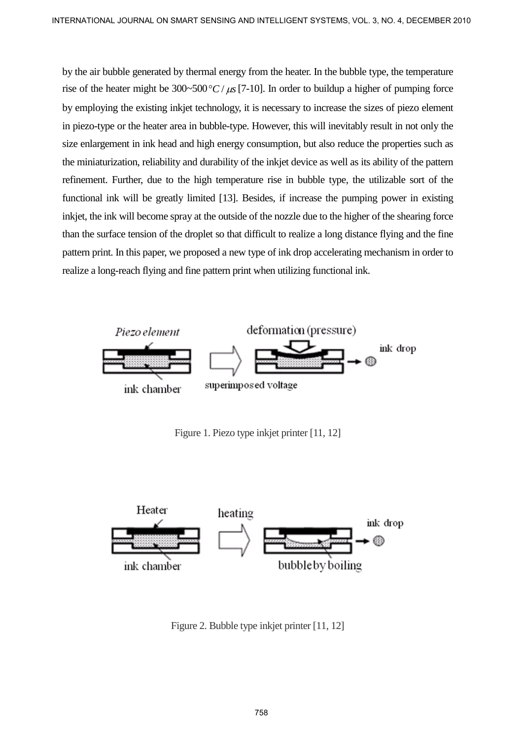by the air bubble generated by thermal energy from the heater. In the bubble type, the temperature rise of the heater might be 300~500 $°C/\mu s$ [7-10]. In order to buildup a higher of pumping force by employing the existing inkjet technology, it is necessary to increase the sizes of piezo element in piezo-type or the heater area in bubble-type. However, this will inevitably result in not only the size enlargement in ink head and high energy consumption, but also reduce the properties such as the miniaturization, reliability and durability of the inkjet device as well as its ability of the pattern refinement. Further, due to the high temperature rise in bubble type, the utilizable sort of the functional ink will be greatly limited [13]. Besides, if increase the pumping power in existing inkjet, the ink will become spray at the outside of the nozzle due to the higher of the shearing force than the surface tension of the droplet so that difficult to realize a long distance flying and the fine pattern print. In this paper, we proposed a new type of ink drop accelerating mechanism in order to realize a long-reach flying and fine pattern print when utilizing functional ink.

Figure 1. Piezo type inkjet printer [11, 12]

Figure 2. Bubble type inkjet printer [11, 12]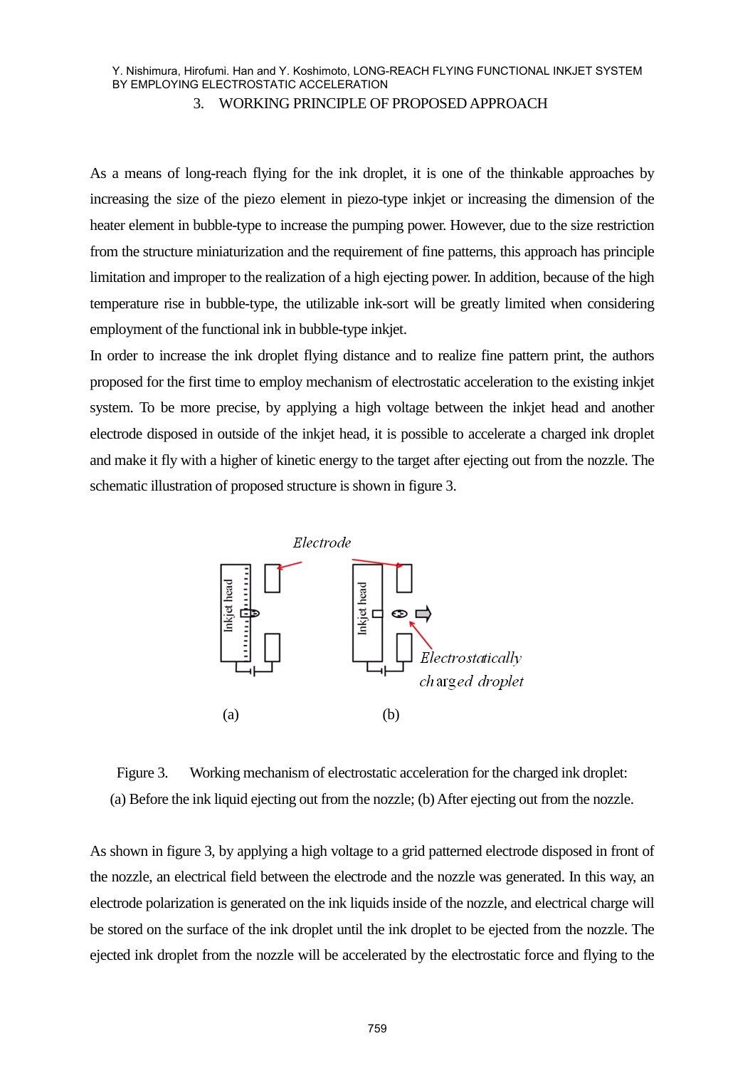## 3. WORKING PRINCIPLE OF PROPOSED APPROACH

As a means of long-reach flying for the ink droplet, it is one of the thinkable approaches by increasing the size of the piezo element in piezo-type inkjet or increasing the dimension of the heater element in bubble-type to increase the pumping power. However, due to the size restriction from the structure miniaturization and the requirement of fine patterns, this approach has principle limitation and improper to the realization of a high ejecting power. In addition, because of the high temperature rise in bubble-type, the utilizable ink-sort will be greatly limited when considering employment of the functional ink in bubble-type inkjet.

In order to increase the ink droplet flying distance and to realize fine pattern print, the authors proposed for the first time to employ mechanism of electrostatic acceleration to the existing inkjet system. To be more precise, by applying a high voltage between the inkjet head and another electrode disposed in outside of the inkjet head, it is possible to accelerate a charged ink droplet and make it fly with a higher of kinetic energy to the target after ejecting out from the nozzle. The schematic illustration of proposed structure is shown in figure 3.

Figure 3. Working mechanism of electrostatic acceleration for the charged ink droplet: (a) Before the ink liquid ejecting out from the nozzle; (b) After ejecting out from the nozzle.

As shown in figure 3, by applying a high voltage to a grid patterned electrode disposed in front of the nozzle, an electrical field between the electrode and the nozzle was generated. In this way, an electrode polarization is generated on the ink liquids inside of the nozzle, and electrical charge will be stored on the surface of the ink droplet until the ink droplet to be ejected from the nozzle. The ejected ink droplet from the nozzle will be accelerated by the electrostatic force and flying to the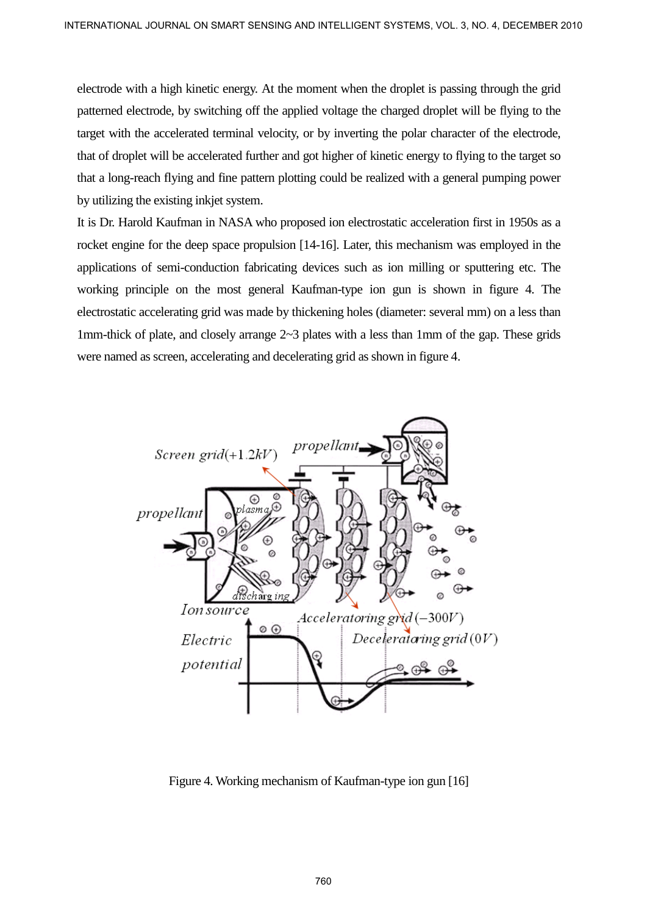electrode with a high kinetic energy. At the moment when the droplet is passing through the grid patterned electrode, by switching off the applied voltage the charged droplet will be flying to the target with the accelerated terminal velocity, or by inverting the polar character of the electrode, that of droplet will be accelerated further and got higher of kinetic energy to flying to the target so that a long-reach flying and fine pattern plotting could be realized with a general pumping power by utilizing the existing inkjet system.

It is Dr. Harold Kaufman in NASA who proposed ion electrostatic acceleration first in 1950s as a rocket engine for the deep space propulsion [14-16]. Later, this mechanism was employed in the applications of semi-conduction fabricating devices such as ion milling or sputtering etc. The working principle on the most general Kaufman-type ion gun is shown in figure 4. The electrostatic accelerating grid was made by thickening holes (diameter: several mm) on a less than 1mm-thick of plate, and closely arrange 2~3 plates with a less than 1mm of the gap. These grids were named as screen, accelerating and decelerating grid as shown in figure 4.

Figure 4. Working mechanism of Kaufman-type ion gun [16]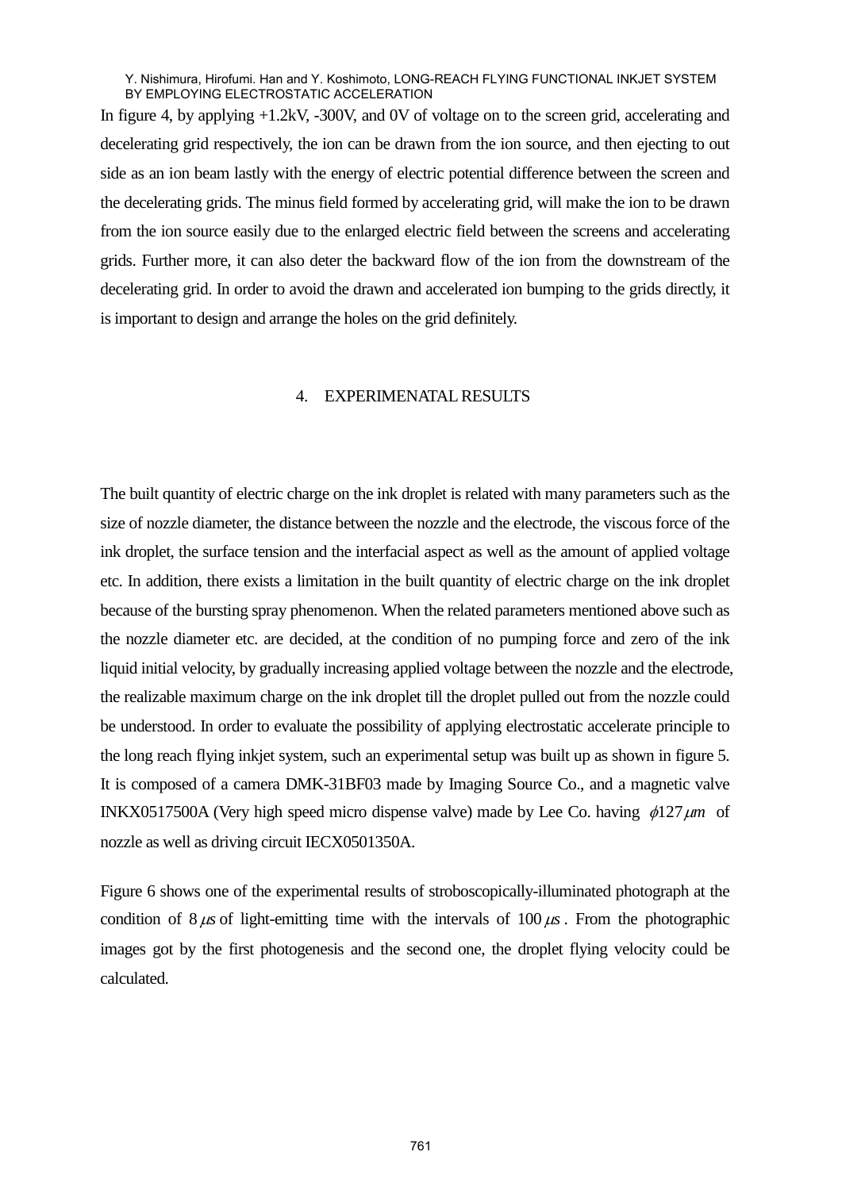In figure 4, by applying +1.2kV, -300V, and 0V of voltage on to the screen grid, accelerating and decelerating grid respectively, the ion can be drawn from the ion source, and then ejecting to out side as an ion beam lastly with the energy of electric potential difference between the screen and the decelerating grids. The minus field formed by accelerating grid, will make the ion to be drawn from the ion source easily due to the enlarged electric field between the screens and accelerating grids. Further more, it can also deter the backward flow of the ion from the downstream of the decelerating grid. In order to avoid the drawn and accelerated ion bumping to the grids directly, it is important to design and arrange the holes on the grid definitely.

## 4. EXPERIMENATAL RESULTS

The built quantity of electric charge on the ink droplet is related with many parameters such as the size of nozzle diameter, the distance between the nozzle and the electrode, the viscous force of the ink droplet, the surface tension and the interfacial aspect as well as the amount of applied voltage etc. In addition, there exists a limitation in the built quantity of electric charge on the ink droplet because of the bursting spray phenomenon. When the related parameters mentioned above such as the nozzle diameter etc. are decided, at the condition of no pumping force and zero of the ink liquid initial velocity, by gradually increasing applied voltage between the nozzle and the electrode, the realizable maximum charge on the ink droplet till the droplet pulled out from the nozzle could be understood. In order to evaluate the possibility of applying electrostatic accelerate principle to the long reach flying inkjet system, such an experimental setup was built up as shown in figure 5. It is composed of a camera DMK-31BF03 made by Imaging Source Co., and a magnetic valve INKX0517500A (Very high speed micro dispense valve) made by Lee Co. having $\phi 127\mu m$ of nozzle as well as driving circuit IECX0501350A.

Figure 6 shows one of the experimental results of stroboscopically-illuminated photograph at the condition of $8\mu s$ of light-emitting time with the intervals of $100\mu s$. From the photographic images got by the first photogenesis and the second one, the droplet flying velocity could be calculated.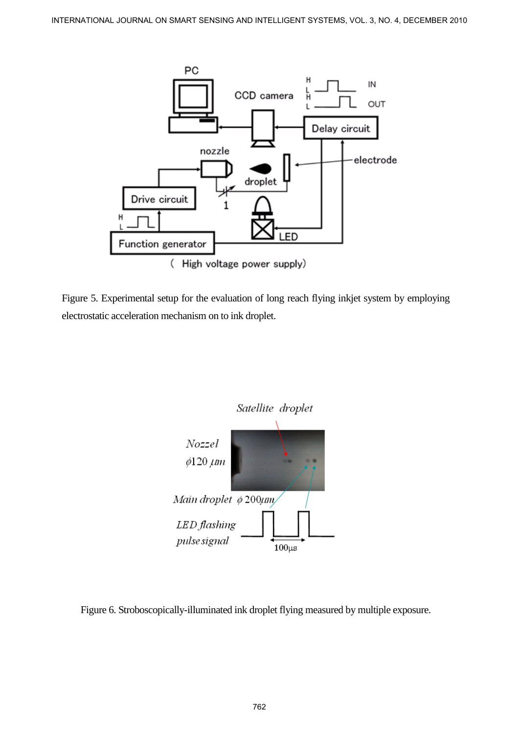Figure 5. Experimental setup for the evaluation of long reach flying inkjet system by employing electrostatic acceleration mechanism on to ink droplet.

Figure 6. Stroboscopically-illuminated ink droplet flying measured by multiple exposure.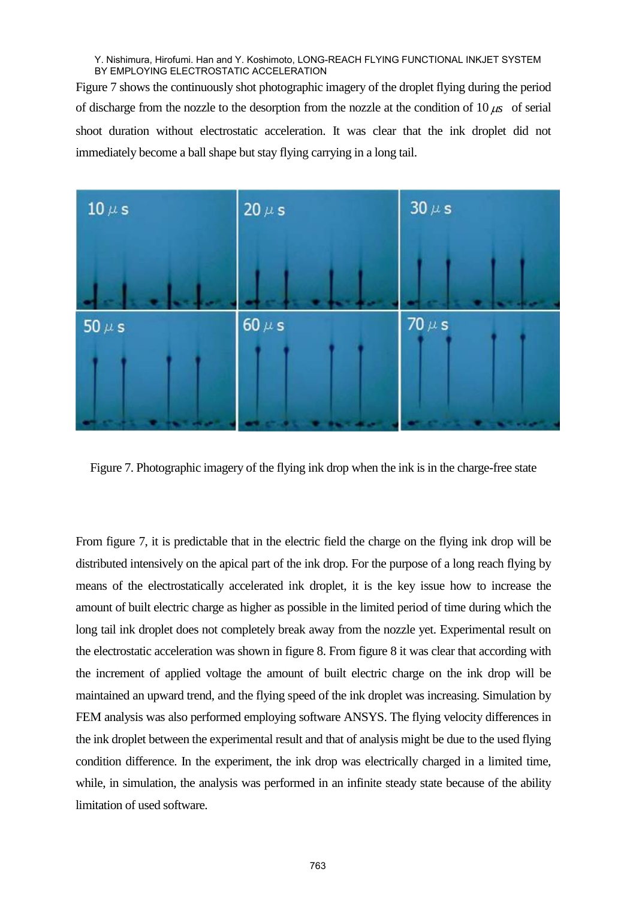Figure 7 shows the continuously shot photographic imagery of the droplet flying during the period of discharge from the nozzle to the desorption from the nozzle at the condition of 10 $\mu s$ of serial shoot duration without electrostatic acceleration. It was clear that the ink droplet did not immediately become a ball shape but stay flying carrying in a long tail.

Figure 7. Photographic imagery of the flying ink drop when the ink is in the charge-free state

From figure 7, it is predictable that in the electric field the charge on the flying ink drop will be distributed intensively on the apical part of the ink drop. For the purpose of a long reach flying by means of the electrostatically accelerated ink droplet, it is the key issue how to increase the amount of built electric charge as higher as possible in the limited period of time during which the long tail ink droplet does not completely break away from the nozzle yet. Experimental result on the electrostatic acceleration was shown in figure 8. From figure 8 it was clear that according with the increment of applied voltage the amount of built electric charge on the ink drop will be maintained an upward trend, and the flying speed of the ink droplet was increasing. Simulation by FEM analysis was also performed employing software ANSYS. The flying velocity differences in the ink droplet between the experimental result and that of analysis might be due to the used flying condition difference. In the experiment, the ink drop was electrically charged in a limited time, while, in simulation, the analysis was performed in an infinite steady state because of the ability limitation of used software.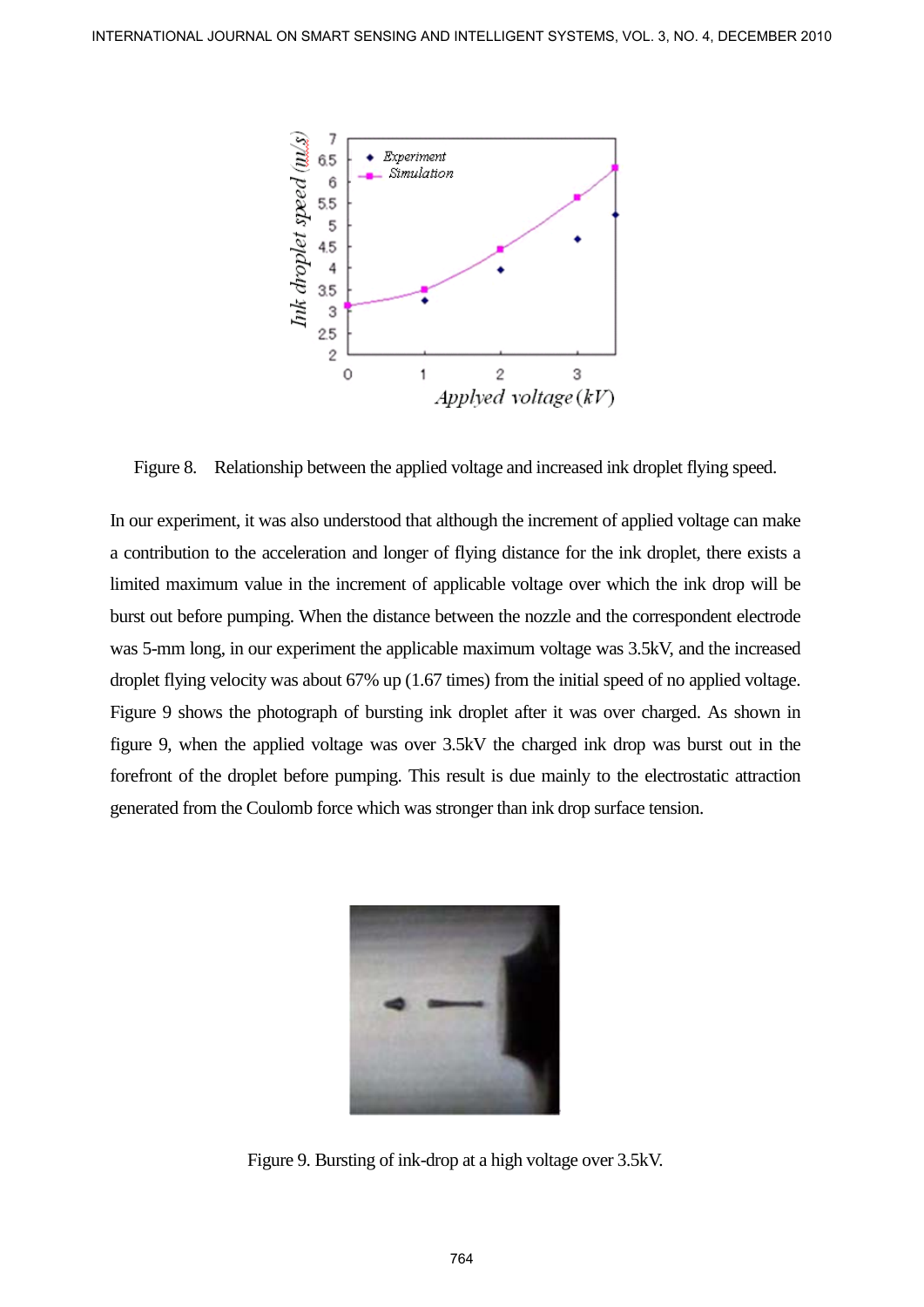Figure 8. Relationship between the applied voltage and increased ink droplet flying speed.

In our experiment, it was also understood that although the increment of applied voltage can make a contribution to the acceleration and longer of flying distance for the ink droplet, there exists a limited maximum value in the increment of applicable voltage over which the ink drop will be burst out before pumping. When the distance between the nozzle and the correspondent electrode was 5-mm long, in our experiment the applicable maximum voltage was 3.5kV, and the increased droplet flying velocity was about 67% up (1.67 times) from the initial speed of no applied voltage. Figure 9 shows the photograph of bursting ink droplet after it was over charged. As shown in figure 9, when the applied voltage was over 3.5kV the charged ink drop was burst out in the forefront of the droplet before pumping. This result is due mainly to the electrostatic attraction generated from the Coulomb force which was stronger than ink drop surface tension.

Figure 9. Bursting of ink-drop at a high voltage over 3.5kV.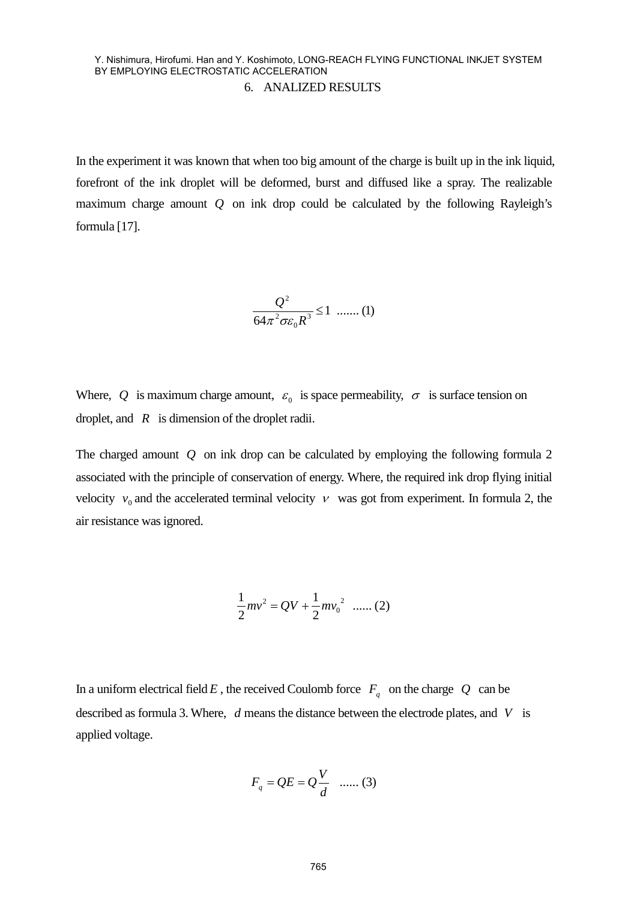## 6. ANALIZED RESULTS

In the experiment it was known that when too big amount of the charge is built up in the ink liquid, forefront of the ink droplet will be deformed, burst and diffused like a spray. The realizable maximum charge amount $Q$ on ink drop could be calculated by the following Rayleigh's formula [17].

$$\frac{Q^2}{64\pi^2\sigma\varepsilon_0 R^3} \leq 1 \quad ....... (1)$$

Where, $Q$ is maximum charge amount, $\varepsilon_0$ is space permeability, $\sigma$ is surface tension on droplet, and $R$ is dimension of the droplet radii.

The charged amount $Q$ on ink drop can be calculated by employing the following formula 2 associated with the principle of conservation of energy. Where, the required ink drop flying initial velocity $v_0$ and the accelerated terminal velocity $v$ was got from experiment. In formula 2, the air resistance was ignored.

$$\frac{1}{2}mv^2 = QV + \frac{1}{2}mv_0{}^2 \quad ...... (2)$$

In a uniform electrical field $E$, the received Coulomb force $F_q$ on the charge $Q$ can be described as formula 3. Where, $d$ means the distance between the electrode plates, and $V$ is applied voltage.

$$F_q = QE = Q\frac{V}{d} \quad ...... (3)$$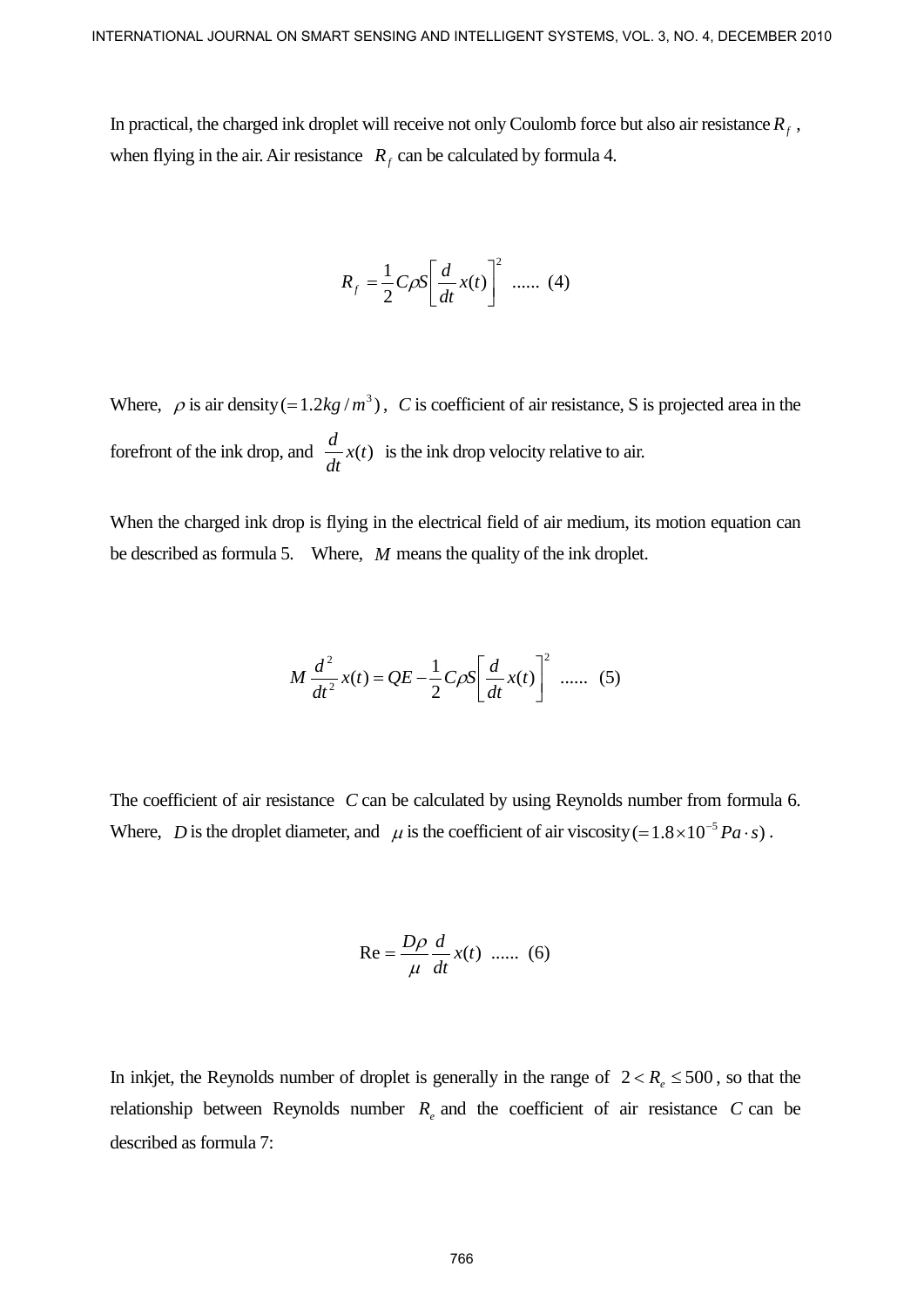In practical, the charged ink droplet will receive not only Coulomb force but also air resistance $R_f$ , when flying in the air. Air resistance $R_f$ can be calculated by formula 4.

$$R_f = \frac{1}{2} C \rho S \left[ \frac{d}{dt} x(t) \right]^2 \;\; ...... \;\; (4)$$

Where, $\rho$ is air density $(=1.2kg/m^3)$, $C$ is coefficient of air resistance, S is projected area in the forefront of the ink drop, and $\frac{d}{dt}x(t)$ is the ink drop velocity relative to air.

When the charged ink drop is flying in the electrical field of air medium, its motion equation can be described as formula 5. Where, $M$ means the quality of the ink droplet.

$$M \frac{d^2}{dt^2} x(t) = QE - \frac{1}{2} C \rho S \left[ \frac{d}{dt} x(t) \right]^2 \;\; ...... \;\; (5)$$

The coefficient of air resistance $C$ can be calculated by using Reynolds number from formula 6. Where, $D$ is the droplet diameter, and $\mu$ is the coefficient of air viscosity $(=1.8 \times 10^{-5} Pa \cdot s)$.

$$\mathrm{Re} = \frac{D\rho}{\mu} \frac{d}{dt} x(t) \;\; ...... \;\; (6)$$

In inkjet, the Reynolds number of droplet is generally in the range of $2 < R_e \leq 500$, so that the relationship between Reynolds number $R_e$ and the coefficient of air resistance $C$ can be described as formula 7: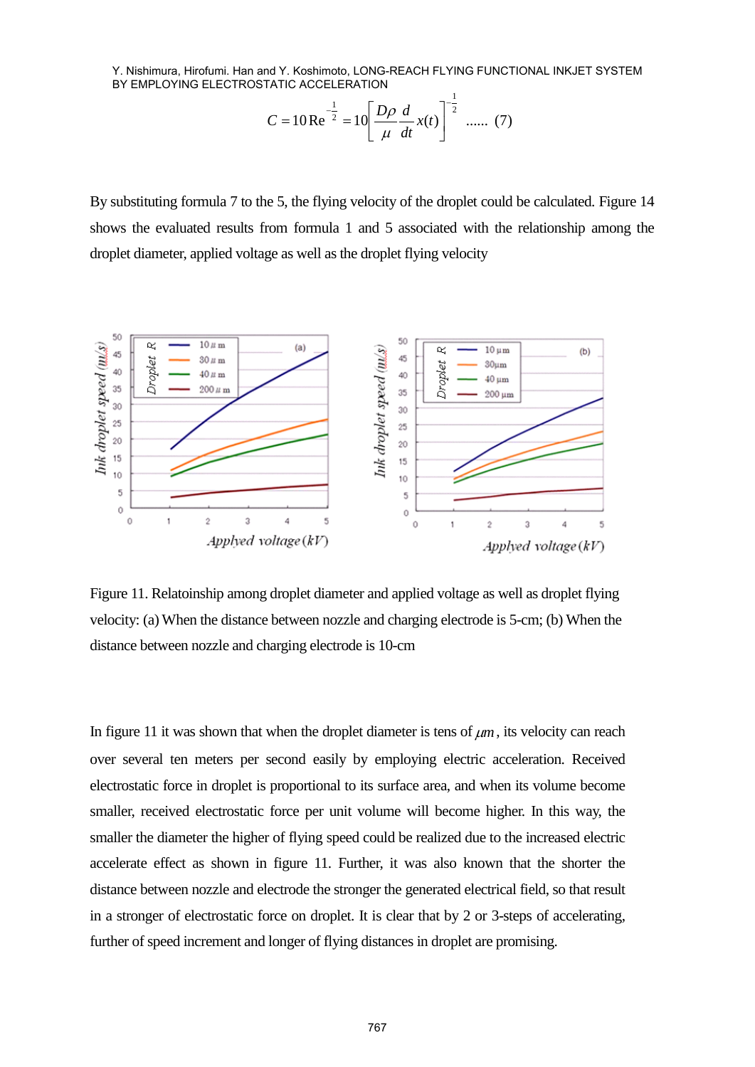$$C = 10\,\mathrm{Re}^{-\frac{1}{2}} = 10\left[\frac{D\rho}{\mu}\frac{d}{dt}x(t)\right]^{-\frac{1}{2}} \quad ...... \ (7)$$

By substituting formula 7 to the 5, the flying velocity of the droplet could be calculated. Figure 14 shows the evaluated results from formula 1 and 5 associated with the relationship among the droplet diameter, applied voltage as well as the droplet flying velocity

Figure 11. Relatoinship among droplet diameter and applied voltage as well as droplet flying velocity: (a) When the distance between nozzle and charging electrode is 5-cm; (b) When the distance between nozzle and charging electrode is 10-cm

In figure 11 it was shown that when the droplet diameter is tens of $\mu m$, its velocity can reach over several ten meters per second easily by employing electric acceleration. Received electrostatic force in droplet is proportional to its surface area, and when its volume become smaller, received electrostatic force per unit volume will become higher. In this way, the smaller the diameter the higher of flying speed could be realized due to the increased electric accelerate effect as shown in figure 11. Further, it was also known that the shorter the distance between nozzle and electrode the stronger the generated electrical field, so that result in a stronger of electrostatic force on droplet. It is clear that by 2 or 3-steps of accelerating, further of speed increment and longer of flying distances in droplet are promising.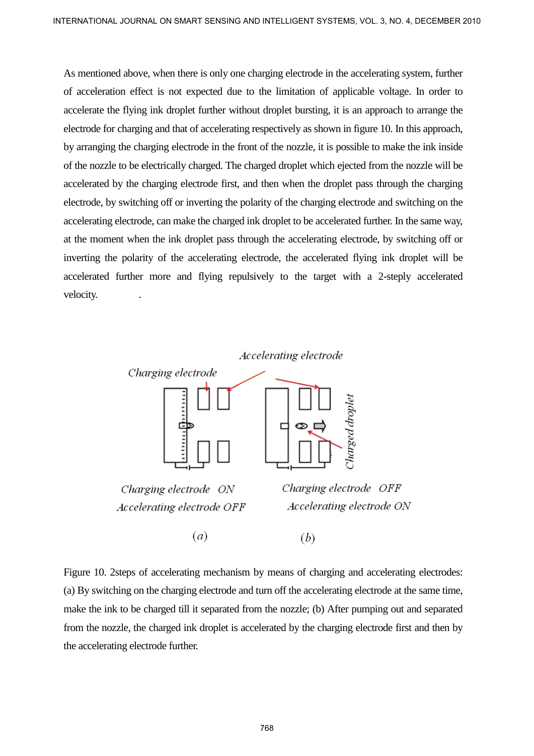As mentioned above, when there is only one charging electrode in the accelerating system, further of acceleration effect is not expected due to the limitation of applicable voltage. In order to accelerate the flying ink droplet further without droplet bursting, it is an approach to arrange the electrode for charging and that of accelerating respectively as shown in figure 10. In this approach, by arranging the charging electrode in the front of the nozzle, it is possible to make the ink inside of the nozzle to be electrically charged. The charged droplet which ejected from the nozzle will be accelerated by the charging electrode first, and then when the droplet pass through the charging electrode, by switching off or inverting the polarity of the charging electrode and switching on the accelerating electrode, can make the charged ink droplet to be accelerated further. In the same way, at the moment when the ink droplet pass through the accelerating electrode, by switching off or inverting the polarity of the accelerating electrode, the accelerated flying ink droplet will be accelerated further more and flying repulsively to the target with a 2-steply accelerated velocity.

Figure 10. 2steps of accelerating mechanism by means of charging and accelerating electrodes: (a) By switching on the charging electrode and turn off the accelerating electrode at the same time, make the ink to be charged till it separated from the nozzle; (b) After pumping out and separated from the nozzle, the charged ink droplet is accelerated by the charging electrode first and then by the accelerating electrode further.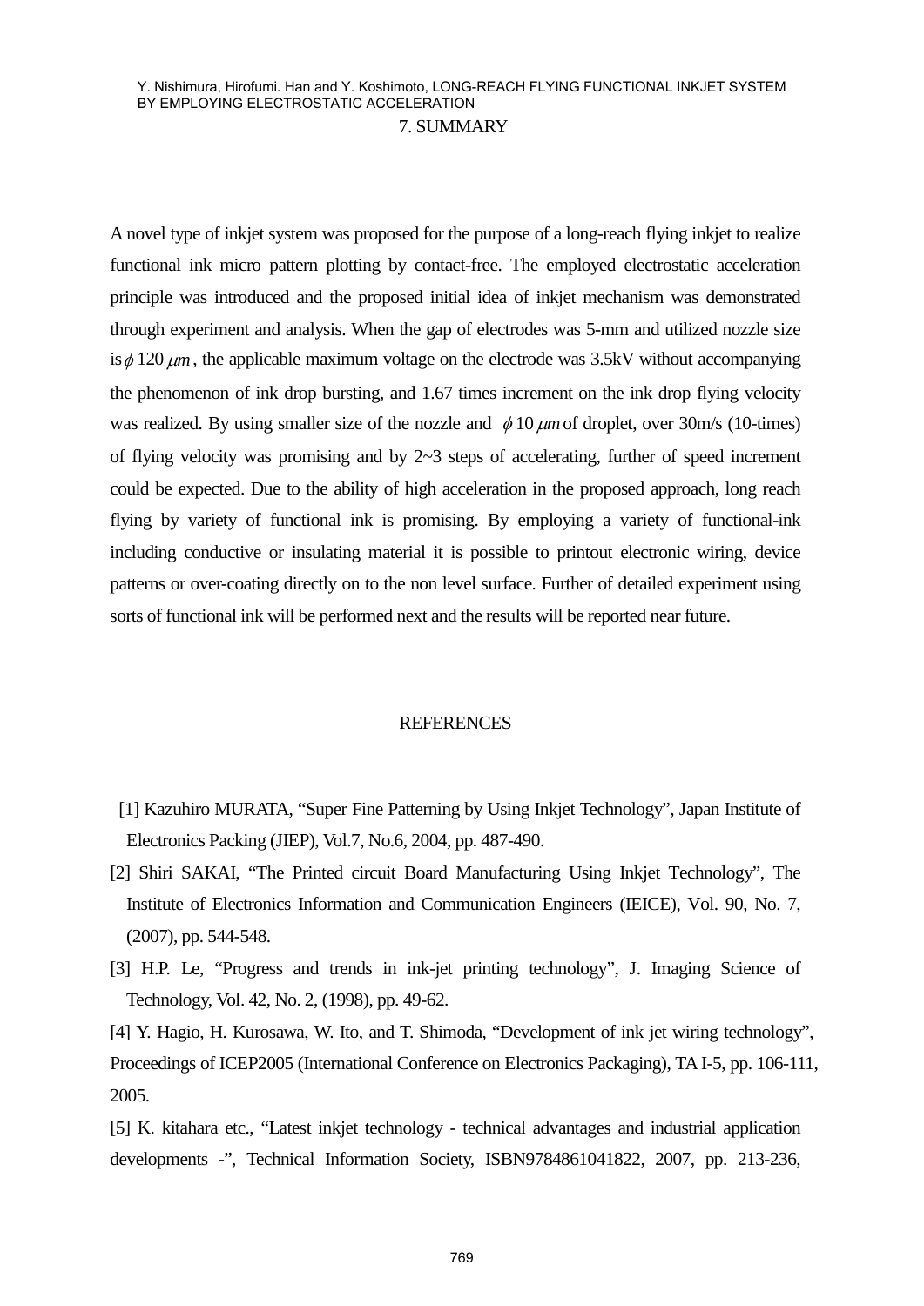## 7. SUMMARY

A novel type of inkjet system was proposed for the purpose of a long-reach flying inkjet to realize functional ink micro pattern plotting by contact-free. The employed electrostatic acceleration principle was introduced and the proposed initial idea of inkjet mechanism was demonstrated through experiment and analysis. When the gap of electrodes was 5-mm and utilized nozzle size is $\phi\,120\,\mu m$, the applicable maximum voltage on the electrode was 3.5kV without accompanying the phenomenon of ink drop bursting, and 1.67 times increment on the ink drop flying velocity was realized. By using smaller size of the nozzle and $\phi\,10\,\mu m$ of droplet, over 30m/s (10-times) of flying velocity was promising and by 2~3 steps of accelerating, further of speed increment could be expected. Due to the ability of high acceleration in the proposed approach, long reach flying by variety of functional ink is promising. By employing a variety of functional-ink including conductive or insulating material it is possible to printout electronic wiring, device patterns or over-coating directly on to the non level surface. Further of detailed experiment using sorts of functional ink will be performed next and the results will be reported near future.

## REFERENCES

[1] Kazuhiro MURATA, "Super Fine Patterning by Using Inkjet Technology", Japan Institute of Electronics Packing (JIEP), Vol.7, No.6, 2004, pp. 487-490.

[2] Shiri SAKAI, "The Printed circuit Board Manufacturing Using Inkjet Technology", The Institute of Electronics Information and Communication Engineers (IEICE), Vol. 90, No. 7, (2007), pp. 544-548.

[3] H.P. Le, "Progress and trends in ink-jet printing technology", J. Imaging Science of Technology, Vol. 42, No. 2, (1998), pp. 49-62.

[4] Y. Hagio, H. Kurosawa, W. Ito, and T. Shimoda, "Development of ink jet wiring technology", Proceedings of ICEP2005 (International Conference on Electronics Packaging), TA I-5, pp. 106-111, 2005.

[5] K. kitahara etc., "Latest inkjet technology - technical advantages and industrial application developments -", Technical Information Society, ISBN9784861041822, 2007, pp. 213-236,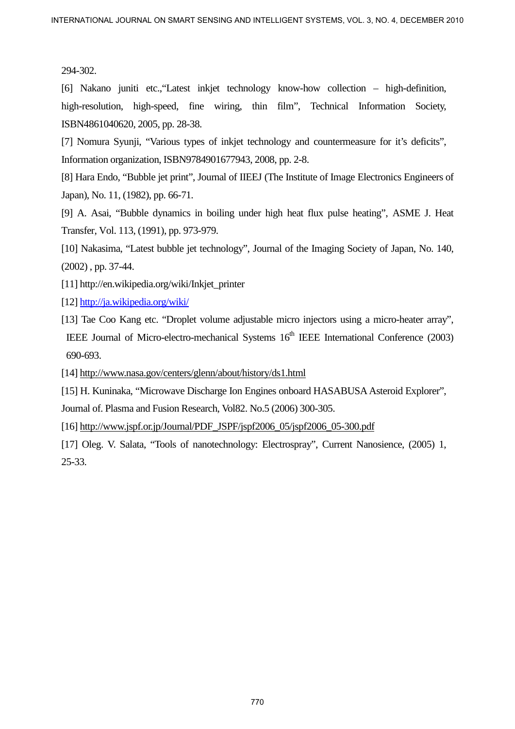294-302.

[6] Nakano juniti etc.,"Latest inkjet technology know-how collection – high-definition, high-resolution, high-speed, fine wiring, thin film", Technical Information Society, ISBN4861040620, 2005, pp. 28-38.

[7] Nomura Syunji, "Various types of inkjet technology and countermeasure for it's deficits", Information organization, ISBN9784901677943, 2008, pp. 2-8.

[8] Hara Endo, "Bubble jet print", Journal of IIEEJ (The Institute of Image Electronics Engineers of Japan), No. 11, (1982), pp. 66-71.

[9] A. Asai, "Bubble dynamics in boiling under high heat flux pulse heating", ASME J. Heat Transfer, Vol. 113, (1991), pp. 973-979.

[10] Nakasima, "Latest bubble jet technology", Journal of the Imaging Society of Japan, No. 140, (2002) , pp. 37-44.

[11] http://en.wikipedia.org/wiki/Inkjet_printer

[12] http://ja.wikipedia.org/wiki/

[13] Tae Coo Kang etc. "Droplet volume adjustable micro injectors using a micro-heater array", IEEE Journal of Micro-electro-mechanical Systems 16th IEEE International Conference (2003) 690-693.

[14] http://www.nasa.gov/centers/glenn/about/history/ds1.html

[15] H. Kuninaka, "Microwave Discharge Ion Engines onboard HASABUSA Asteroid Explorer", Journal of. Plasma and Fusion Research, Vol82. No.5 (2006) 300-305.

[16] http://www.jspf.or.jp/Journal/PDF_JSPF/jspf2006_05/jspf2006_05-300.pdf

[17] Oleg. V. Salata, "Tools of nanotechnology: Electrospray", Current Nanosience, (2005) 1, 25-33.